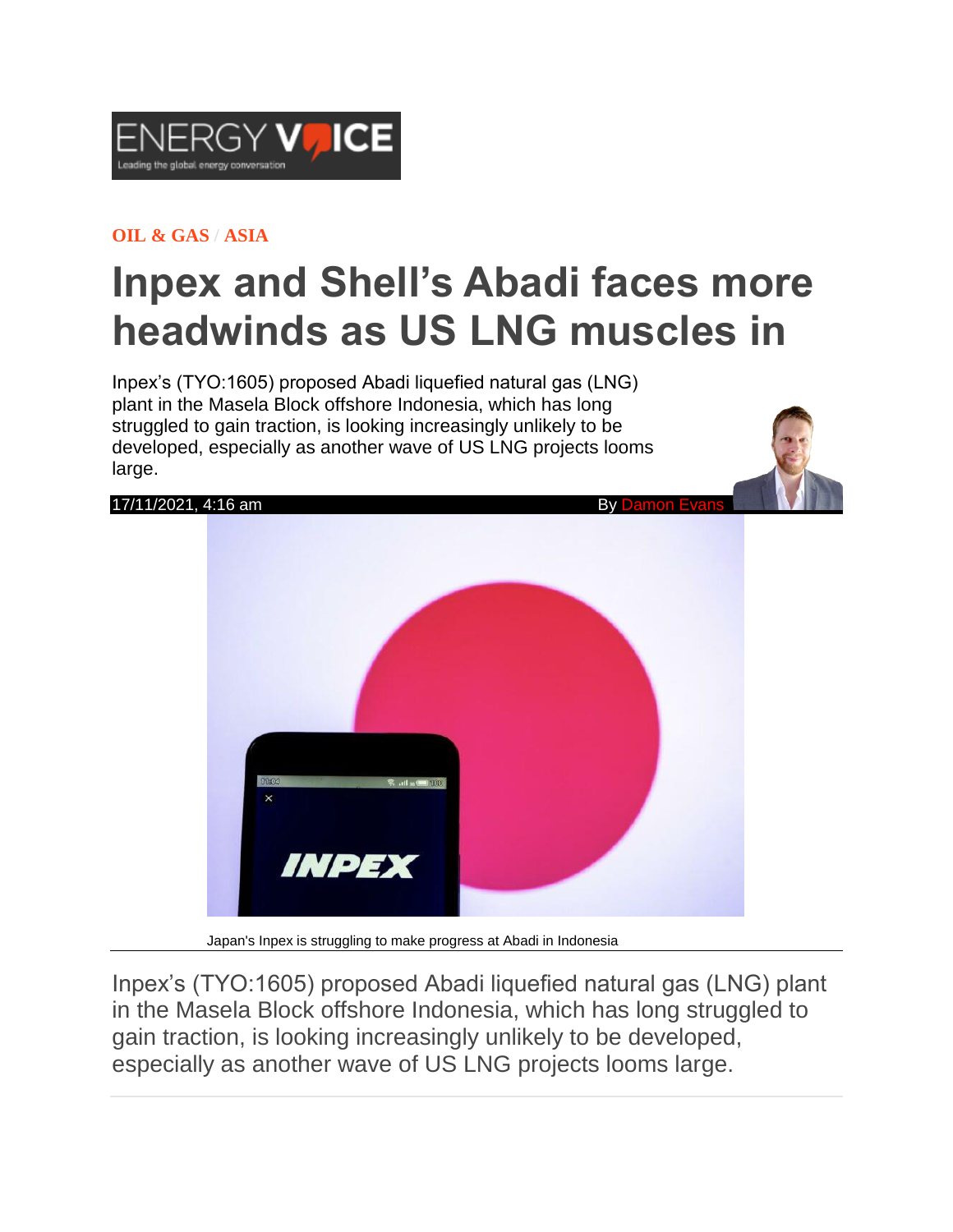**OIL & GAS / ASIA**

# Inpex and Shell's Abadi faces more headwinds as US LNG muscles in

Inpex's (TYO:1605) proposed Abadi liquefied natural gas (LNG) plant in the Masela Block offshore Indonesia, which has long struggled to gain traction, is looking increasingly unlikely to be developed, especially as another wave of US LNG projects looms large.

17/11/2021, 4:16 am

By Damon Evans

Japan's Inpex is struggling to make progress at Abadi in Indonesia

Inpex's (TYO:1605) proposed Abadi liquefied natural gas (LNG) plant in the Masela Block offshore Indonesia, which has long struggled to gain traction, is looking increasingly unlikely to be developed, especially as another wave of US LNG projects looms large.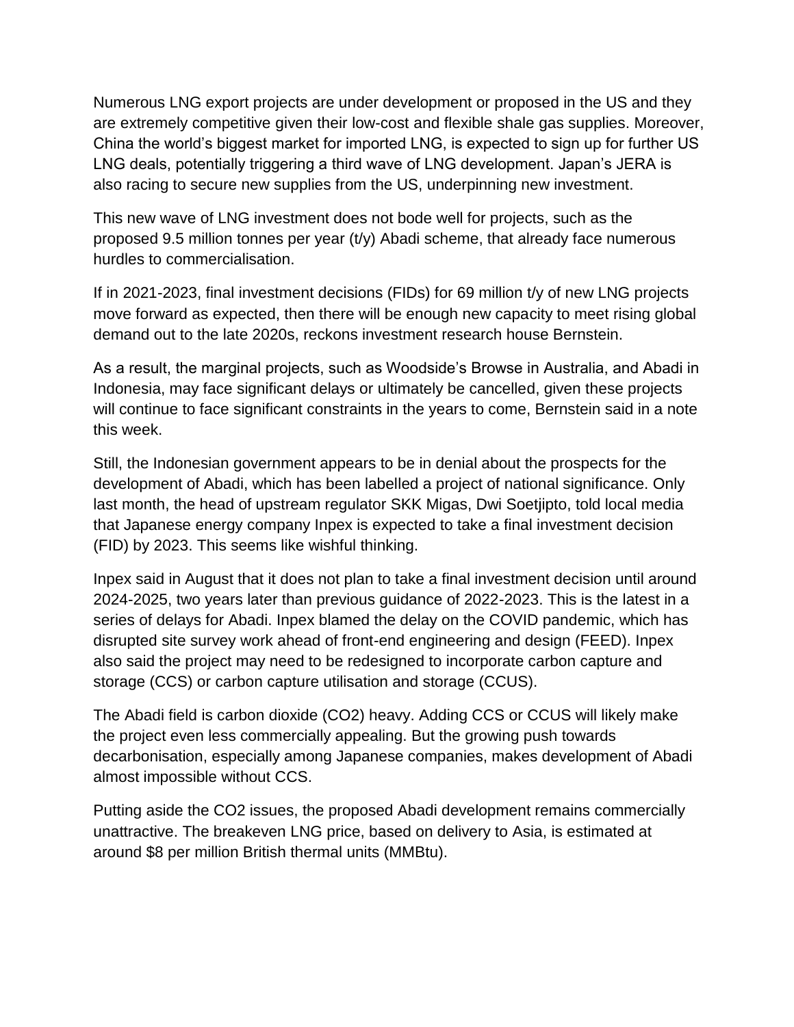Numerous LNG export projects are under development or proposed in the US and they are extremely competitive given their low-cost and flexible shale gas supplies. Moreover, China the world's biggest market for imported LNG, is expected to sign up for further US LNG deals, potentially triggering a third wave of LNG development. Japan's JERA is also racing to secure new supplies from the US, underpinning new investment.

This new wave of LNG investment does not bode well for projects, such as the proposed 9.5 million tonnes per year (t/y) Abadi scheme, that already face numerous hurdles to commercialisation.

If in 2021-2023, final investment decisions (FIDs) for 69 million t/y of new LNG projects move forward as expected, then there will be enough new capacity to meet rising global demand out to the late 2020s, reckons investment research house Bernstein.

As a result, the marginal projects, such as Woodside's Browse in Australia, and Abadi in Indonesia, may face significant delays or ultimately be cancelled, given these projects will continue to face significant constraints in the years to come, Bernstein said in a note this week.

Still, the Indonesian government appears to be in denial about the prospects for the development of Abadi, which has been labelled a project of national significance. Only last month, the head of upstream regulator SKK Migas, Dwi Soetjipto, told local media that Japanese energy company Inpex is expected to take a final investment decision (FID) by 2023. This seems like wishful thinking.

Inpex said in August that it does not plan to take a final investment decision until around 2024-2025, two years later than previous guidance of 2022-2023. This is the latest in a series of delays for Abadi. Inpex blamed the delay on the COVID pandemic, which has disrupted site survey work ahead of front-end engineering and design (FEED). Inpex also said the project may need to be redesigned to incorporate carbon capture and storage (CCS) or carbon capture utilisation and storage (CCUS).

The Abadi field is carbon dioxide ($CO_2$) heavy. Adding CCS or CCUS will likely make the project even less commercially appealing. But the growing push towards decarbonisation, especially among Japanese companies, makes development of Abadi almost impossible without CCS.

Putting aside the $CO_2$ issues, the proposed Abadi development remains commercially unattractive. The breakeven LNG price, based on delivery to Asia, is estimated at around $8 per million British thermal units (MMBtu).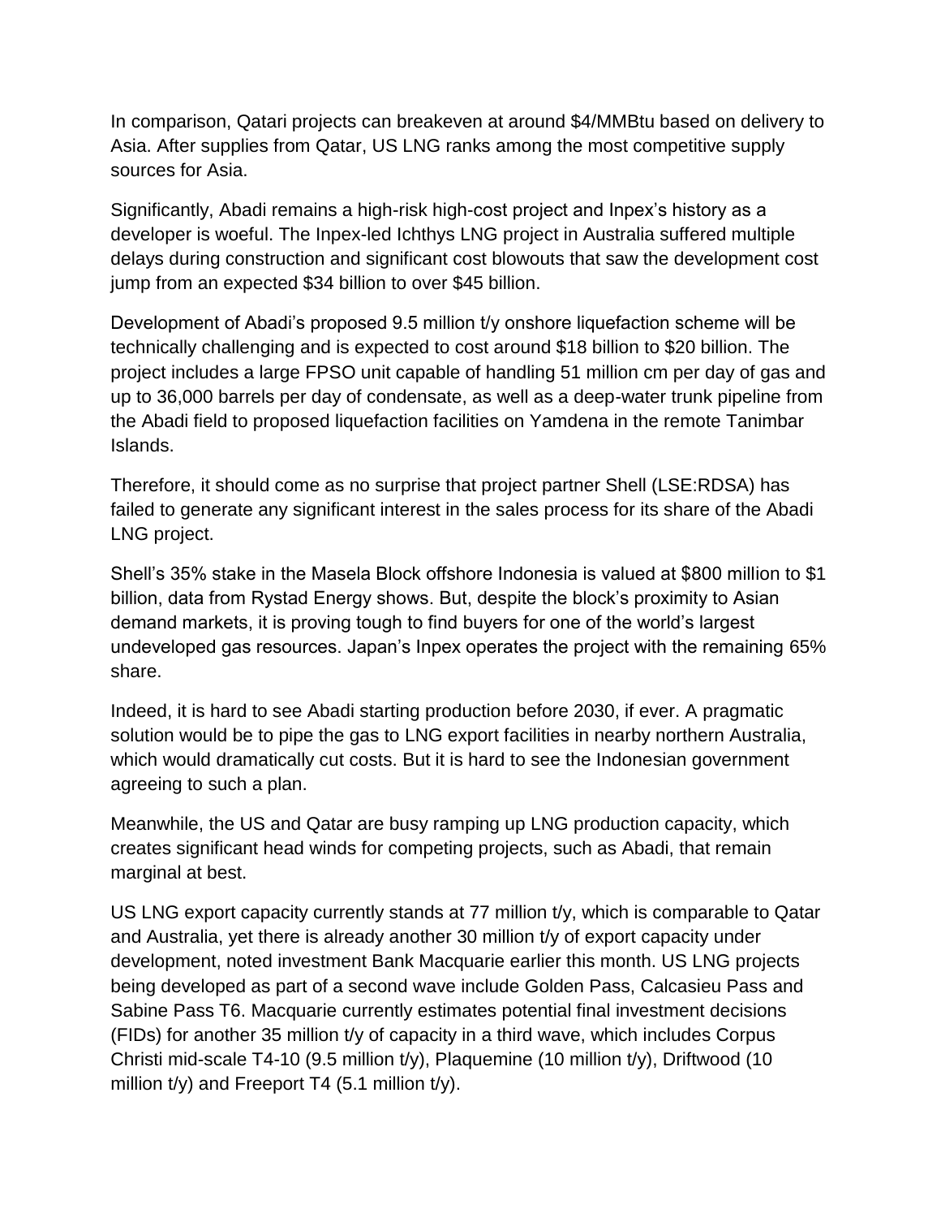In comparison, Qatari projects can breakeven at around $4/MMBtu based on delivery to Asia. After supplies from Qatar, US LNG ranks among the most competitive supply sources for Asia.

Significantly, Abadi remains a high-risk high-cost project and Inpex's history as a developer is woeful. The Inpex-led Ichthys LNG project in Australia suffered multiple delays during construction and significant cost blowouts that saw the development cost jump from an expected $34 billion to over $45 billion.

Development of Abadi's proposed 9.5 million t/y onshore liquefaction scheme will be technically challenging and is expected to cost around $18 billion to $20 billion. The project includes a large FPSO unit capable of handling 51 million cm per day of gas and up to 36,000 barrels per day of condensate, as well as a deep-water trunk pipeline from the Abadi field to proposed liquefaction facilities on Yamdena in the remote Tanimbar Islands.

Therefore, it should come as no surprise that project partner Shell (LSE:RDSA) has failed to generate any significant interest in the sales process for its share of the Abadi LNG project.

Shell's 35% stake in the Masela Block offshore Indonesia is valued at $800 million to $1 billion, data from Rystad Energy shows. But, despite the block's proximity to Asian demand markets, it is proving tough to find buyers for one of the world's largest undeveloped gas resources. Japan's Inpex operates the project with the remaining 65% share.

Indeed, it is hard to see Abadi starting production before 2030, if ever. A pragmatic solution would be to pipe the gas to LNG export facilities in nearby northern Australia, which would dramatically cut costs. But it is hard to see the Indonesian government agreeing to such a plan.

Meanwhile, the US and Qatar are busy ramping up LNG production capacity, which creates significant head winds for competing projects, such as Abadi, that remain marginal at best.

US LNG export capacity currently stands at 77 million t/y, which is comparable to Qatar and Australia, yet there is already another 30 million t/y of export capacity under development, noted investment Bank Macquarie earlier this month. US LNG projects being developed as part of a second wave include Golden Pass, Calcasieu Pass and Sabine Pass T6. Macquarie currently estimates potential final investment decisions (FIDs) for another 35 million t/y of capacity in a third wave, which includes Corpus Christi mid-scale T4-10 (9.5 million t/y), Plaquemine (10 million t/y), Driftwood (10 million t/y) and Freeport T4 (5.1 million t/y).